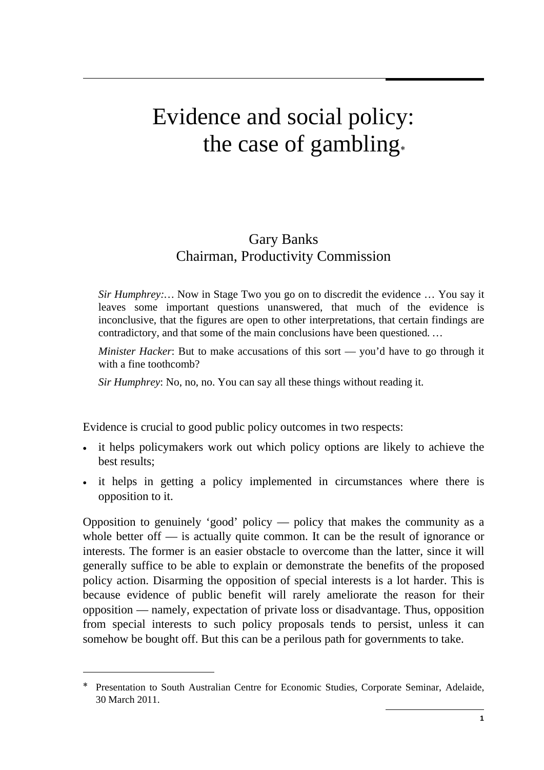# Evidence and social policy: the case of gambling*

Gary Banks
Chairman, Productivity Commission

> *Sir Humphrey*:… Now in Stage Two you go on to discredit the evidence … You say it leaves some important questions unanswered, that much of the evidence is inconclusive, that the figures are open to other interpretations, that certain findings are contradictory, and that some of the main conclusions have been questioned. …
>
> *Minister Hacker*: But to make accusations of this sort — you'd have to go through it with a fine toothcomb?
>
> *Sir Humphrey*: No, no, no. You can say all these things without reading it.

Evidence is crucial to good public policy outcomes in two respects:

- it helps policymakers work out which policy options are likely to achieve the best results;
- it helps in getting a policy implemented in circumstances where there is opposition to it.

Opposition to genuinely 'good' policy — policy that makes the community as a whole better off — is actually quite common. It can be the result of ignorance or interests. The former is an easier obstacle to overcome than the latter, since it will generally suffice to be able to explain or demonstrate the benefits of the proposed policy action. Disarming the opposition of special interests is a lot harder. This is because evidence of public benefit will rarely ameliorate the reason for their opposition — namely, expectation of private loss or disadvantage. Thus, opposition from special interests to such policy proposals tends to persist, unless it can somehow be bought off. But this can be a perilous path for governments to take.

---

* Presentation to South Australian Centre for Economic Studies, Corporate Seminar, Adelaide, 30 March 2011.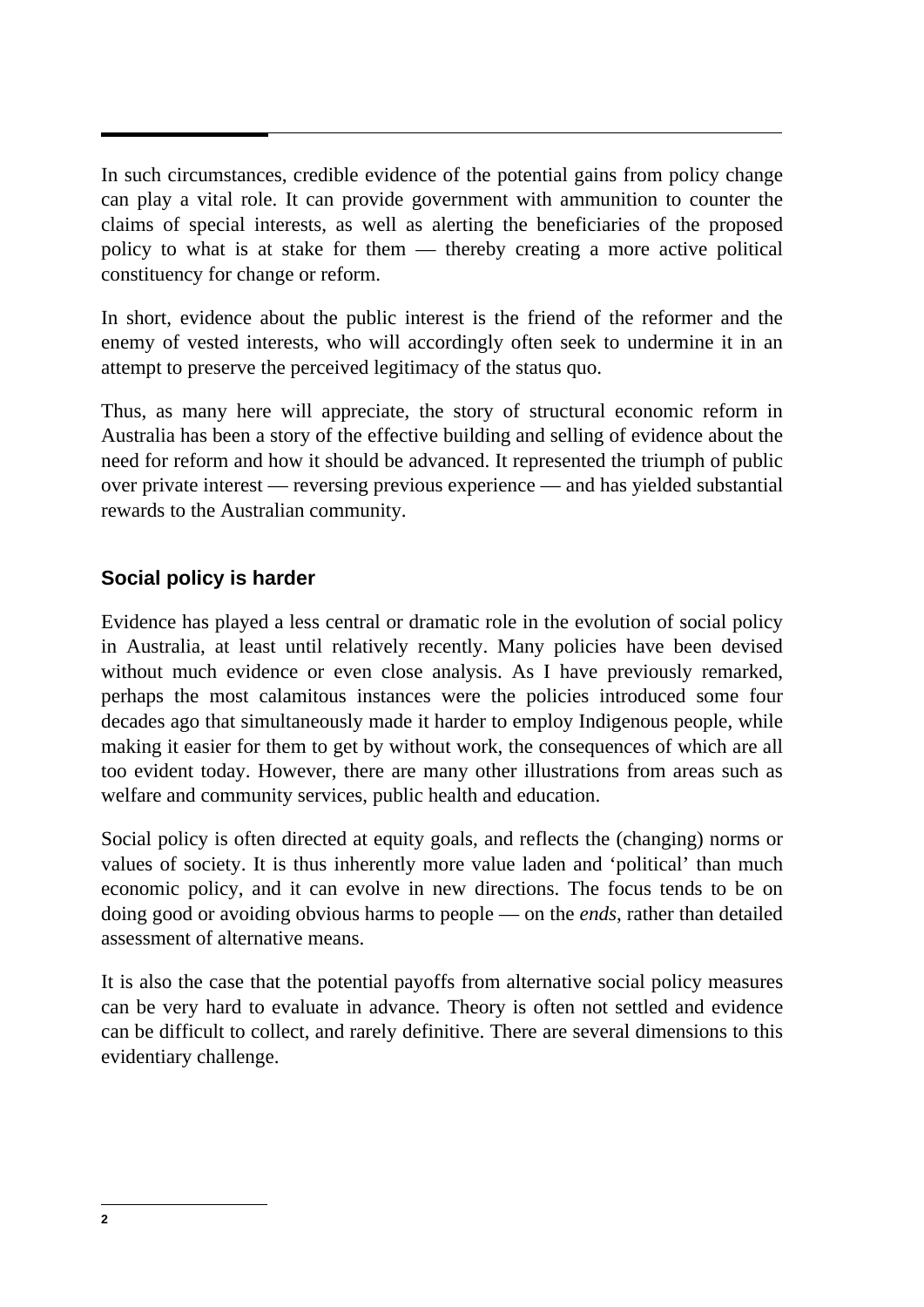In such circumstances, credible evidence of the potential gains from policy change can play a vital role. It can provide government with ammunition to counter the claims of special interests, as well as alerting the beneficiaries of the proposed policy to what is at stake for them — thereby creating a more active political constituency for change or reform.

In short, evidence about the public interest is the friend of the reformer and the enemy of vested interests, who will accordingly often seek to undermine it in an attempt to preserve the perceived legitimacy of the status quo.

Thus, as many here will appreciate, the story of structural economic reform in Australia has been a story of the effective building and selling of evidence about the need for reform and how it should be advanced. It represented the triumph of public over private interest — reversing previous experience — and has yielded substantial rewards to the Australian community.

### Social policy is harder

Evidence has played a less central or dramatic role in the evolution of social policy in Australia, at least until relatively recently. Many policies have been devised without much evidence or even close analysis. As I have previously remarked, perhaps the most calamitous instances were the policies introduced some four decades ago that simultaneously made it harder to employ Indigenous people, while making it easier for them to get by without work, the consequences of which are all too evident today. However, there are many other illustrations from areas such as welfare and community services, public health and education.

Social policy is often directed at equity goals, and reflects the (changing) norms or values of society. It is thus inherently more value laden and 'political' than much economic policy, and it can evolve in new directions. The focus tends to be on doing good or avoiding obvious harms to people — on the *ends*, rather than detailed assessment of alternative means.

It is also the case that the potential payoffs from alternative social policy measures can be very hard to evaluate in advance. Theory is often not settled and evidence can be difficult to collect, and rarely definitive. There are several dimensions to this evidentiary challenge.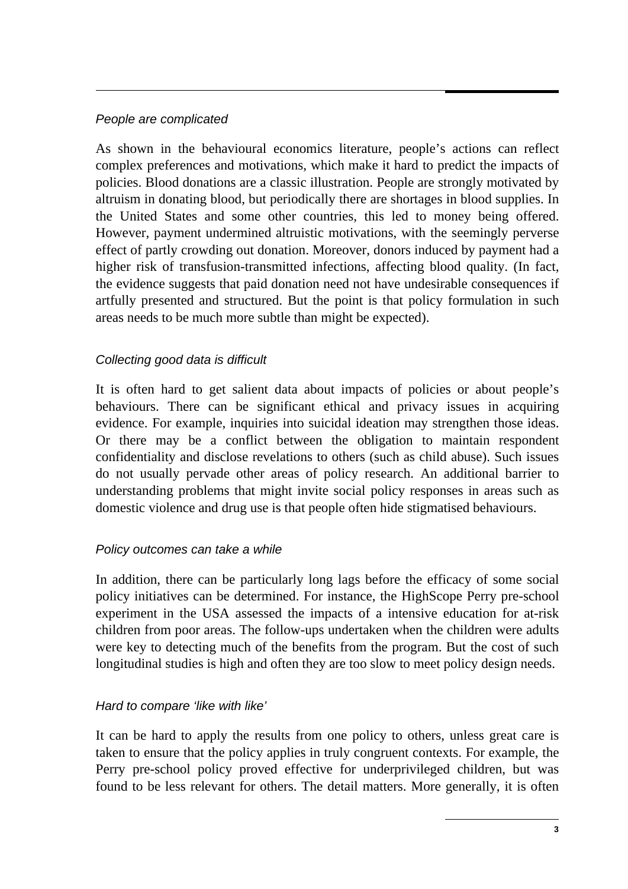*People are complicated*

As shown in the behavioural economics literature, people's actions can reflect complex preferences and motivations, which make it hard to predict the impacts of policies. Blood donations are a classic illustration. People are strongly motivated by altruism in donating blood, but periodically there are shortages in blood supplies. In the United States and some other countries, this led to money being offered. However, payment undermined altruistic motivations, with the seemingly perverse effect of partly crowding out donation. Moreover, donors induced by payment had a higher risk of transfusion-transmitted infections, affecting blood quality. (In fact, the evidence suggests that paid donation need not have undesirable consequences if artfully presented and structured. But the point is that policy formulation in such areas needs to be much more subtle than might be expected).

*Collecting good data is difficult*

It is often hard to get salient data about impacts of policies or about people's behaviours. There can be significant ethical and privacy issues in acquiring evidence. For example, inquiries into suicidal ideation may strengthen those ideas. Or there may be a conflict between the obligation to maintain respondent confidentiality and disclose revelations to others (such as child abuse). Such issues do not usually pervade other areas of policy research. An additional barrier to understanding problems that might invite social policy responses in areas such as domestic violence and drug use is that people often hide stigmatised behaviours.

*Policy outcomes can take a while*

In addition, there can be particularly long lags before the efficacy of some social policy initiatives can be determined. For instance, the HighScope Perry pre-school experiment in the USA assessed the impacts of a intensive education for at-risk children from poor areas. The follow-ups undertaken when the children were adults were key to detecting much of the benefits from the program. But the cost of such longitudinal studies is high and often they are too slow to meet policy design needs.

*Hard to compare 'like with like'*

It can be hard to apply the results from one policy to others, unless great care is taken to ensure that the policy applies in truly congruent contexts. For example, the Perry pre-school policy proved effective for underprivileged children, but was found to be less relevant for others. The detail matters. More generally, it is often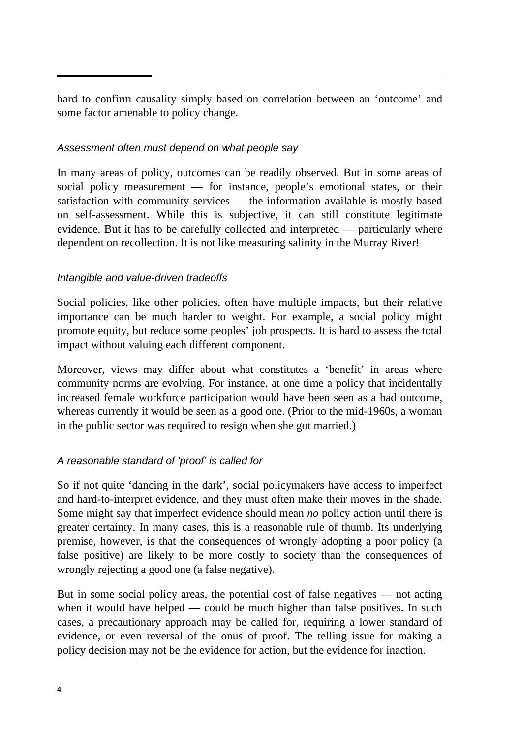hard to confirm causality simply based on correlation between an 'outcome' and some factor amenable to policy change.

### *Assessment often must depend on what people say*

In many areas of policy, outcomes can be readily observed. But in some areas of social policy measurement — for instance, people's emotional states, or their satisfaction with community services — the information available is mostly based on self-assessment. While this is subjective, it can still constitute legitimate evidence. But it has to be carefully collected and interpreted — particularly where dependent on recollection. It is not like measuring salinity in the Murray River!

### *Intangible and value-driven tradeoffs*

Social policies, like other policies, often have multiple impacts, but their relative importance can be much harder to weight. For example, a social policy might promote equity, but reduce some peoples' job prospects. It is hard to assess the total impact without valuing each different component.

Moreover, views may differ about what constitutes a 'benefit' in areas where community norms are evolving. For instance, at one time a policy that incidentally increased female workforce participation would have been seen as a bad outcome, whereas currently it would be seen as a good one. (Prior to the mid-1960s, a woman in the public sector was required to resign when she got married.)

### *A reasonable standard of 'proof' is called for*

So if not quite 'dancing in the dark', social policymakers have access to imperfect and hard-to-interpret evidence, and they must often make their moves in the shade. Some might say that imperfect evidence should mean *no* policy action until there is greater certainty. In many cases, this is a reasonable rule of thumb. Its underlying premise, however, is that the consequences of wrongly adopting a poor policy (a false positive) are likely to be more costly to society than the consequences of wrongly rejecting a good one (a false negative).

But in some social policy areas, the potential cost of false negatives — not acting when it would have helped — could be much higher than false positives. In such cases, a precautionary approach may be called for, requiring a lower standard of evidence, or even reversal of the onus of proof. The telling issue for making a policy decision may not be the evidence for action, but the evidence for inaction.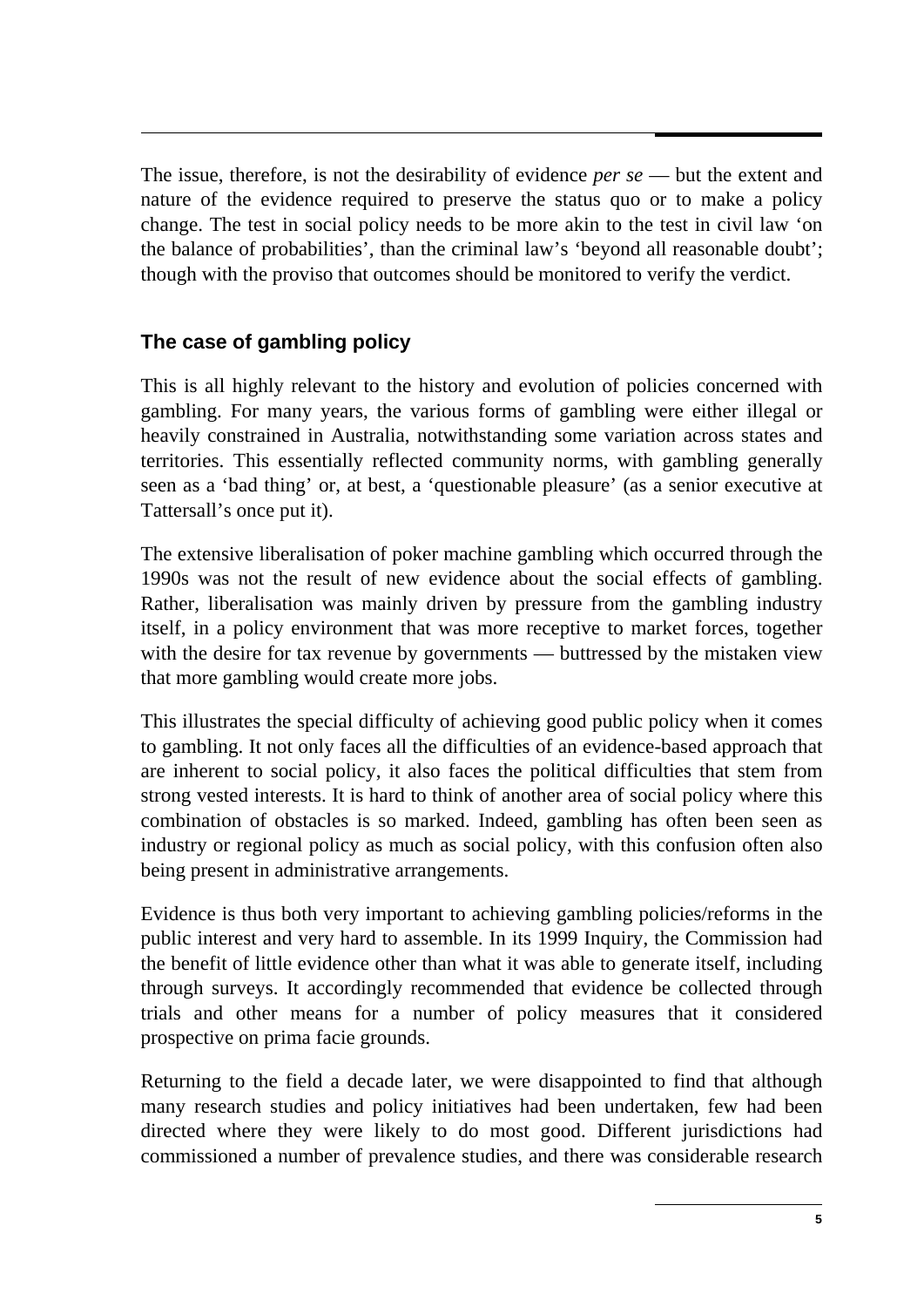The issue, therefore, is not the desirability of evidence *per se* — but the extent and nature of the evidence required to preserve the status quo or to make a policy change. The test in social policy needs to be more akin to the test in civil law 'on the balance of probabilities', than the criminal law's 'beyond all reasonable doubt'; though with the proviso that outcomes should be monitored to verify the verdict.

## The case of gambling policy

This is all highly relevant to the history and evolution of policies concerned with gambling. For many years, the various forms of gambling were either illegal or heavily constrained in Australia, notwithstanding some variation across states and territories. This essentially reflected community norms, with gambling generally seen as a 'bad thing' or, at best, a 'questionable pleasure' (as a senior executive at Tattersall's once put it).

The extensive liberalisation of poker machine gambling which occurred through the 1990s was not the result of new evidence about the social effects of gambling. Rather, liberalisation was mainly driven by pressure from the gambling industry itself, in a policy environment that was more receptive to market forces, together with the desire for tax revenue by governments — buttressed by the mistaken view that more gambling would create more jobs.

This illustrates the special difficulty of achieving good public policy when it comes to gambling. It not only faces all the difficulties of an evidence-based approach that are inherent to social policy, it also faces the political difficulties that stem from strong vested interests. It is hard to think of another area of social policy where this combination of obstacles is so marked. Indeed, gambling has often been seen as industry or regional policy as much as social policy, with this confusion often also being present in administrative arrangements.

Evidence is thus both very important to achieving gambling policies/reforms in the public interest and very hard to assemble. In its 1999 Inquiry, the Commission had the benefit of little evidence other than what it was able to generate itself, including through surveys. It accordingly recommended that evidence be collected through trials and other means for a number of policy measures that it considered prospective on prima facie grounds.

Returning to the field a decade later, we were disappointed to find that although many research studies and policy initiatives had been undertaken, few had been directed where they were likely to do most good. Different jurisdictions had commissioned a number of prevalence studies, and there was considerable research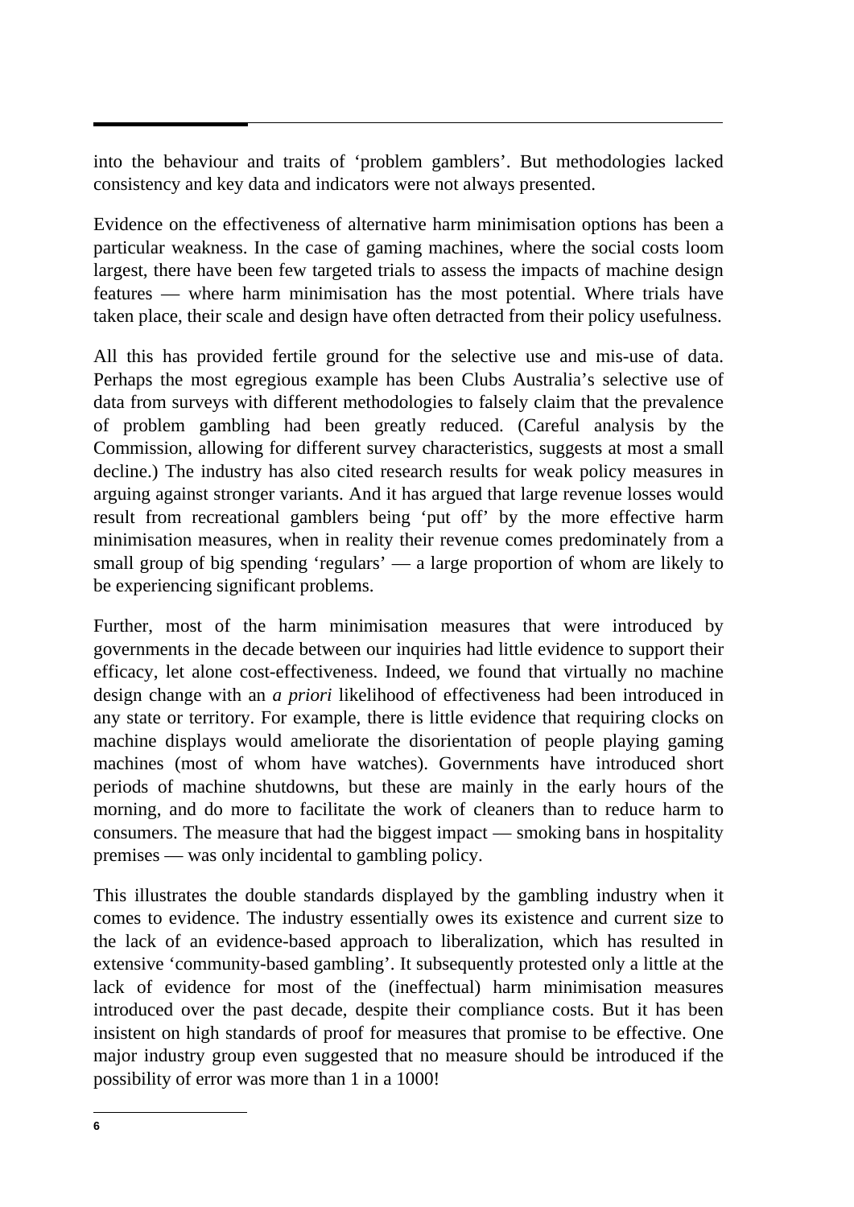into the behaviour and traits of 'problem gamblers'. But methodologies lacked consistency and key data and indicators were not always presented.

Evidence on the effectiveness of alternative harm minimisation options has been a particular weakness. In the case of gaming machines, where the social costs loom largest, there have been few targeted trials to assess the impacts of machine design features — where harm minimisation has the most potential. Where trials have taken place, their scale and design have often detracted from their policy usefulness.

All this has provided fertile ground for the selective use and mis-use of data. Perhaps the most egregious example has been Clubs Australia's selective use of data from surveys with different methodologies to falsely claim that the prevalence of problem gambling had been greatly reduced. (Careful analysis by the Commission, allowing for different survey characteristics, suggests at most a small decline.) The industry has also cited research results for weak policy measures in arguing against stronger variants. And it has argued that large revenue losses would result from recreational gamblers being 'put off' by the more effective harm minimisation measures, when in reality their revenue comes predominately from a small group of big spending 'regulars' — a large proportion of whom are likely to be experiencing significant problems.

Further, most of the harm minimisation measures that were introduced by governments in the decade between our inquiries had little evidence to support their efficacy, let alone cost-effectiveness. Indeed, we found that virtually no machine design change with an *a priori* likelihood of effectiveness had been introduced in any state or territory. For example, there is little evidence that requiring clocks on machine displays would ameliorate the disorientation of people playing gaming machines (most of whom have watches). Governments have introduced short periods of machine shutdowns, but these are mainly in the early hours of the morning, and do more to facilitate the work of cleaners than to reduce harm to consumers. The measure that had the biggest impact — smoking bans in hospitality premises — was only incidental to gambling policy.

This illustrates the double standards displayed by the gambling industry when it comes to evidence. The industry essentially owes its existence and current size to the lack of an evidence-based approach to liberalization, which has resulted in extensive 'community-based gambling'. It subsequently protested only a little at the lack of evidence for most of the (ineffectual) harm minimisation measures introduced over the past decade, despite their compliance costs. But it has been insistent on high standards of proof for measures that promise to be effective. One major industry group even suggested that no measure should be introduced if the possibility of error was more than 1 in a 1000!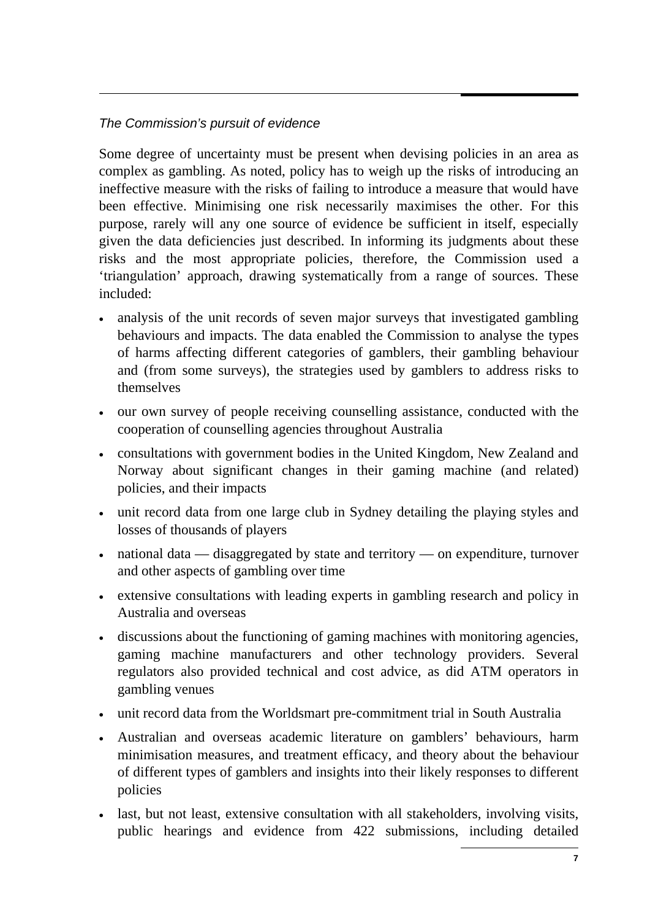*The Commission's pursuit of evidence*

Some degree of uncertainty must be present when devising policies in an area as complex as gambling. As noted, policy has to weigh up the risks of introducing an ineffective measure with the risks of failing to introduce a measure that would have been effective. Minimising one risk necessarily maximises the other. For this purpose, rarely will any one source of evidence be sufficient in itself, especially given the data deficiencies just described. In informing its judgments about these risks and the most appropriate policies, therefore, the Commission used a 'triangulation' approach, drawing systematically from a range of sources. These included:

- analysis of the unit records of seven major surveys that investigated gambling behaviours and impacts. The data enabled the Commission to analyse the types of harms affecting different categories of gamblers, their gambling behaviour and (from some surveys), the strategies used by gamblers to address risks to themselves
- our own survey of people receiving counselling assistance, conducted with the cooperation of counselling agencies throughout Australia
- consultations with government bodies in the United Kingdom, New Zealand and Norway about significant changes in their gaming machine (and related) policies, and their impacts
- unit record data from one large club in Sydney detailing the playing styles and losses of thousands of players
- national data — disaggregated by state and territory — on expenditure, turnover and other aspects of gambling over time
- extensive consultations with leading experts in gambling research and policy in Australia and overseas
- discussions about the functioning of gaming machines with monitoring agencies, gaming machine manufacturers and other technology providers. Several regulators also provided technical and cost advice, as did ATM operators in gambling venues
- unit record data from the Worldsmart pre-commitment trial in South Australia
- Australian and overseas academic literature on gamblers' behaviours, harm minimisation measures, and treatment efficacy, and theory about the behaviour of different types of gamblers and insights into their likely responses to different policies
- last, but not least, extensive consultation with all stakeholders, involving visits, public hearings and evidence from 422 submissions, including detailed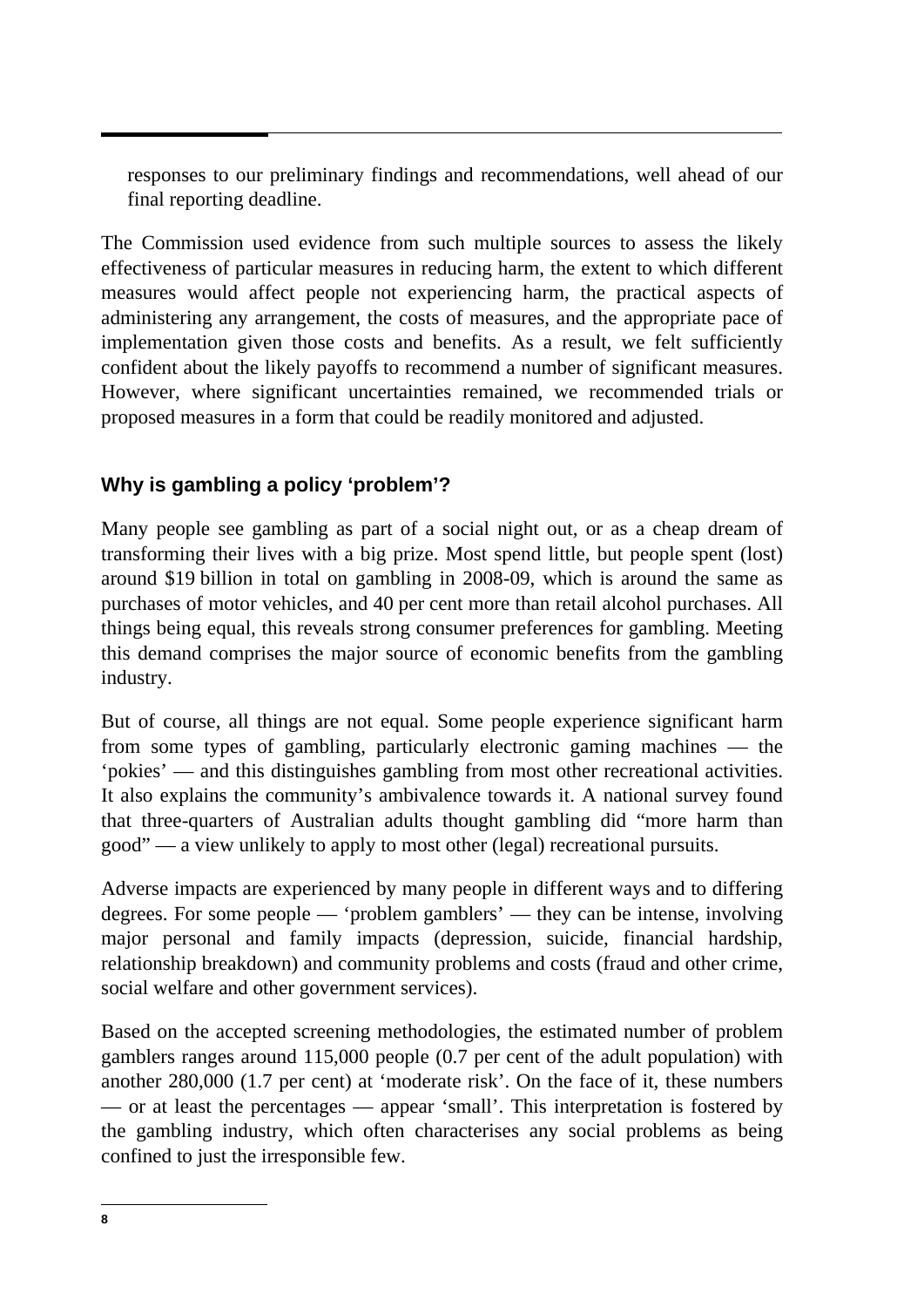responses to our preliminary findings and recommendations, well ahead of our final reporting deadline.

The Commission used evidence from such multiple sources to assess the likely effectiveness of particular measures in reducing harm, the extent to which different measures would affect people not experiencing harm, the practical aspects of administering any arrangement, the costs of measures, and the appropriate pace of implementation given those costs and benefits. As a result, we felt sufficiently confident about the likely payoffs to recommend a number of significant measures. However, where significant uncertainties remained, we recommended trials or proposed measures in a form that could be readily monitored and adjusted.

### Why is gambling a policy 'problem'?

Many people see gambling as part of a social night out, or as a cheap dream of transforming their lives with a big prize. Most spend little, but people spent (lost) around $19 billion in total on gambling in 2008-09, which is around the same as purchases of motor vehicles, and 40 per cent more than retail alcohol purchases. All things being equal, this reveals strong consumer preferences for gambling. Meeting this demand comprises the major source of economic benefits from the gambling industry.

But of course, all things are not equal. Some people experience significant harm from some types of gambling, particularly electronic gaming machines — the 'pokies' — and this distinguishes gambling from most other recreational activities. It also explains the community's ambivalence towards it. A national survey found that three-quarters of Australian adults thought gambling did "more harm than good" — a view unlikely to apply to most other (legal) recreational pursuits.

Adverse impacts are experienced by many people in different ways and to differing degrees. For some people — 'problem gamblers' — they can be intense, involving major personal and family impacts (depression, suicide, financial hardship, relationship breakdown) and community problems and costs (fraud and other crime, social welfare and other government services).

Based on the accepted screening methodologies, the estimated number of problem gamblers ranges around 115,000 people (0.7 per cent of the adult population) with another 280,000 (1.7 per cent) at 'moderate risk'. On the face of it, these numbers — or at least the percentages — appear 'small'. This interpretation is fostered by the gambling industry, which often characterises any social problems as being confined to just the irresponsible few.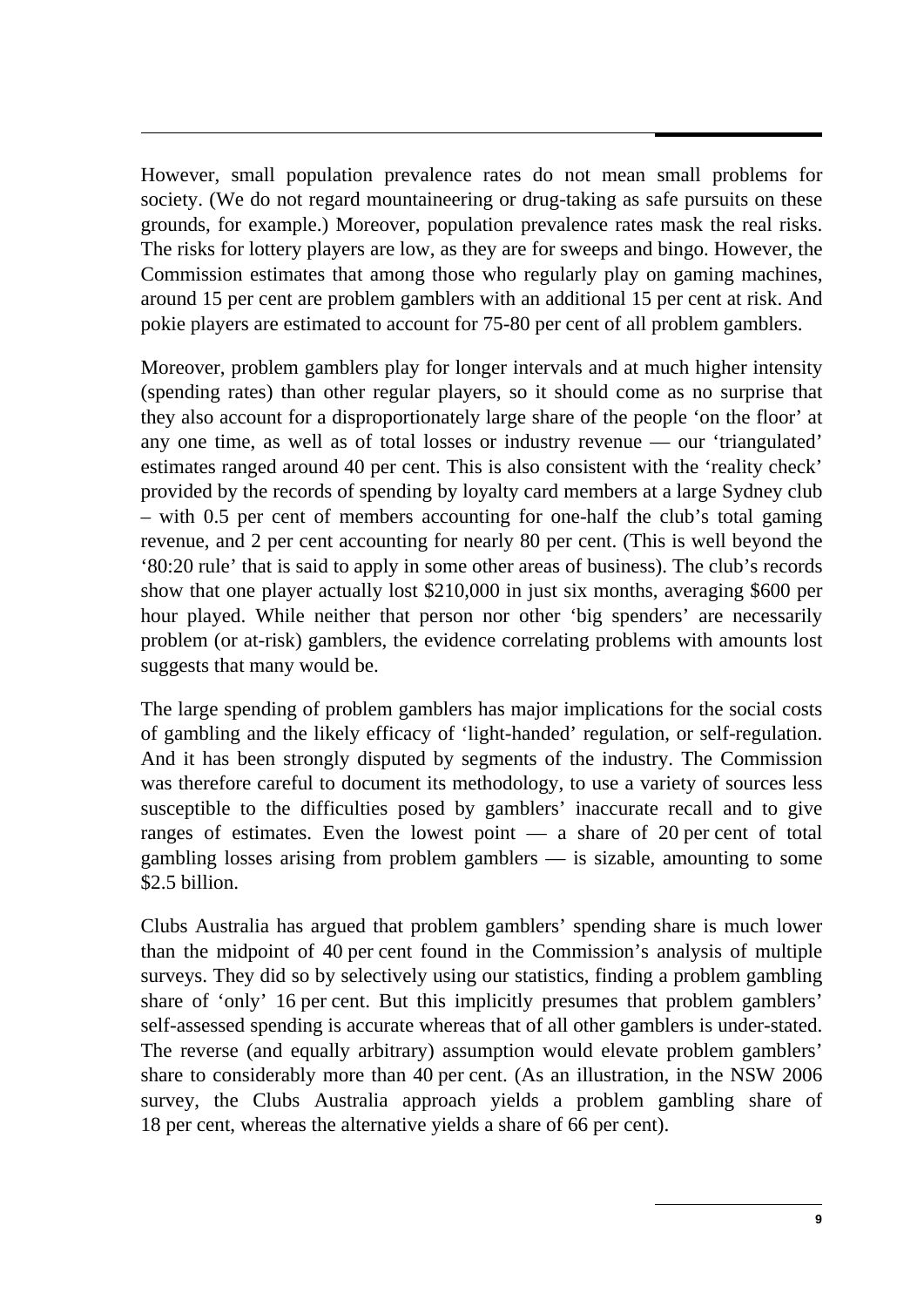However, small population prevalence rates do not mean small problems for society. (We do not regard mountaineering or drug-taking as safe pursuits on these grounds, for example.) Moreover, population prevalence rates mask the real risks. The risks for lottery players are low, as they are for sweeps and bingo. However, the Commission estimates that among those who regularly play on gaming machines, around 15 per cent are problem gamblers with an additional 15 per cent at risk. And pokie players are estimated to account for 75-80 per cent of all problem gamblers.

Moreover, problem gamblers play for longer intervals and at much higher intensity (spending rates) than other regular players, so it should come as no surprise that they also account for a disproportionately large share of the people 'on the floor' at any one time, as well as of total losses or industry revenue — our 'triangulated' estimates ranged around 40 per cent. This is also consistent with the 'reality check' provided by the records of spending by loyalty card members at a large Sydney club – with 0.5 per cent of members accounting for one-half the club's total gaming revenue, and 2 per cent accounting for nearly 80 per cent. (This is well beyond the '80:20 rule' that is said to apply in some other areas of business). The club's records show that one player actually lost $210,000 in just six months, averaging $600 per hour played. While neither that person nor other 'big spenders' are necessarily problem (or at-risk) gamblers, the evidence correlating problems with amounts lost suggests that many would be.

The large spending of problem gamblers has major implications for the social costs of gambling and the likely efficacy of 'light-handed' regulation, or self-regulation. And it has been strongly disputed by segments of the industry. The Commission was therefore careful to document its methodology, to use a variety of sources less susceptible to the difficulties posed by gamblers' inaccurate recall and to give ranges of estimates. Even the lowest point — a share of 20 per cent of total gambling losses arising from problem gamblers — is sizable, amounting to some $2.5 billion.

Clubs Australia has argued that problem gamblers' spending share is much lower than the midpoint of 40 per cent found in the Commission's analysis of multiple surveys. They did so by selectively using our statistics, finding a problem gambling share of 'only' 16 per cent. But this implicitly presumes that problem gamblers' self-assessed spending is accurate whereas that of all other gamblers is under-stated. The reverse (and equally arbitrary) assumption would elevate problem gamblers' share to considerably more than 40 per cent. (As an illustration, in the NSW 2006 survey, the Clubs Australia approach yields a problem gambling share of 18 per cent, whereas the alternative yields a share of 66 per cent).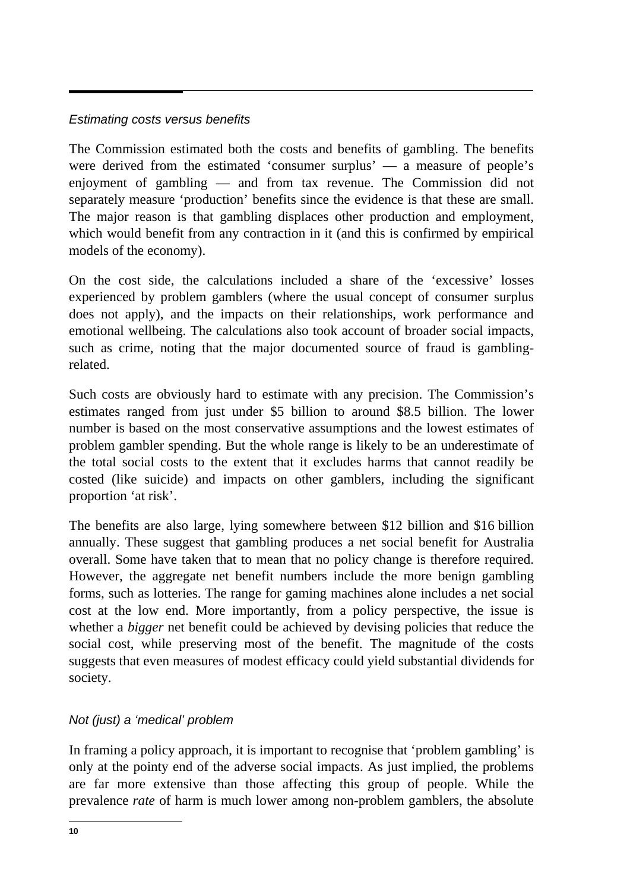### *Estimating costs versus benefits*

The Commission estimated both the costs and benefits of gambling. The benefits were derived from the estimated 'consumer surplus' — a measure of people's enjoyment of gambling — and from tax revenue. The Commission did not separately measure 'production' benefits since the evidence is that these are small. The major reason is that gambling displaces other production and employment, which would benefit from any contraction in it (and this is confirmed by empirical models of the economy).

On the cost side, the calculations included a share of the 'excessive' losses experienced by problem gamblers (where the usual concept of consumer surplus does not apply), and the impacts on their relationships, work performance and emotional wellbeing. The calculations also took account of broader social impacts, such as crime, noting that the major documented source of fraud is gambling-related.

Such costs are obviously hard to estimate with any precision. The Commission's estimates ranged from just under \$5 billion to around \$8.5 billion. The lower number is based on the most conservative assumptions and the lowest estimates of problem gambler spending. But the whole range is likely to be an underestimate of the total social costs to the extent that it excludes harms that cannot readily be costed (like suicide) and impacts on other gamblers, including the significant proportion 'at risk'.

The benefits are also large, lying somewhere between \$12 billion and \$16 billion annually. These suggest that gambling produces a net social benefit for Australia overall. Some have taken that to mean that no policy change is therefore required. However, the aggregate net benefit numbers include the more benign gambling forms, such as lotteries. The range for gaming machines alone includes a net social cost at the low end. More importantly, from a policy perspective, the issue is whether a *bigger* net benefit could be achieved by devising policies that reduce the social cost, while preserving most of the benefit. The magnitude of the costs suggests that even measures of modest efficacy could yield substantial dividends for society.

### *Not (just) a 'medical' problem*

In framing a policy approach, it is important to recognise that 'problem gambling' is only at the pointy end of the adverse social impacts. As just implied, the problems are far more extensive than those affecting this group of people. While the prevalence *rate* of harm is much lower among non-problem gamblers, the absolute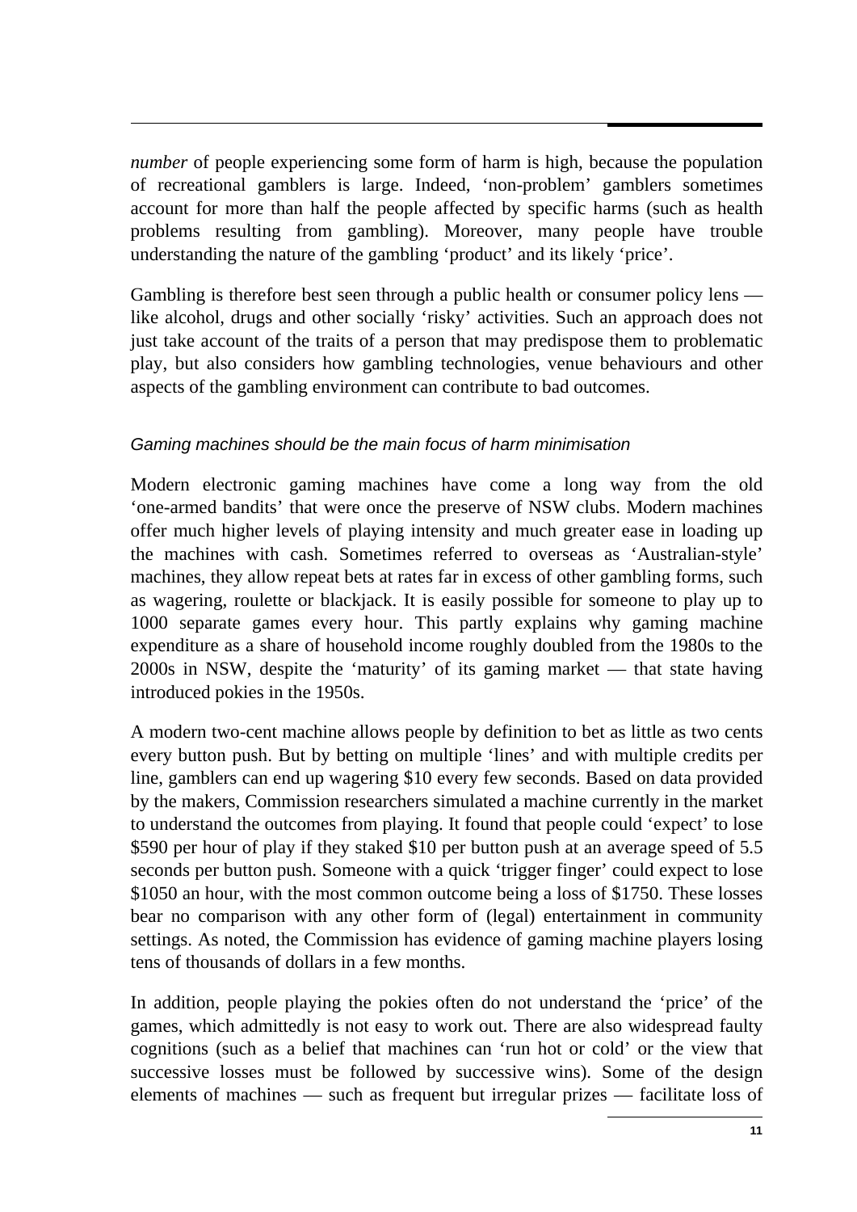*number* of people experiencing some form of harm is high, because the population of recreational gamblers is large. Indeed, 'non-problem' gamblers sometimes account for more than half the people affected by specific harms (such as health problems resulting from gambling). Moreover, many people have trouble understanding the nature of the gambling 'product' and its likely 'price'.

Gambling is therefore best seen through a public health or consumer policy lens — like alcohol, drugs and other socially 'risky' activities. Such an approach does not just take account of the traits of a person that may predispose them to problematic play, but also considers how gambling technologies, venue behaviours and other aspects of the gambling environment can contribute to bad outcomes.

### *Gaming machines should be the main focus of harm minimisation*

Modern electronic gaming machines have come a long way from the old 'one-armed bandits' that were once the preserve of NSW clubs. Modern machines offer much higher levels of playing intensity and much greater ease in loading up the machines with cash. Sometimes referred to overseas as 'Australian-style' machines, they allow repeat bets at rates far in excess of other gambling forms, such as wagering, roulette or blackjack. It is easily possible for someone to play up to 1000 separate games every hour. This partly explains why gaming machine expenditure as a share of household income roughly doubled from the 1980s to the 2000s in NSW, despite the 'maturity' of its gaming market — that state having introduced pokies in the 1950s.

A modern two-cent machine allows people by definition to bet as little as two cents every button push. But by betting on multiple 'lines' and with multiple credits per line, gamblers can end up wagering $10 every few seconds. Based on data provided by the makers, Commission researchers simulated a machine currently in the market to understand the outcomes from playing. It found that people could 'expect' to lose $590 per hour of play if they staked $10 per button push at an average speed of 5.5 seconds per button push. Someone with a quick 'trigger finger' could expect to lose $1050 an hour, with the most common outcome being a loss of $1750. These losses bear no comparison with any other form of (legal) entertainment in community settings. As noted, the Commission has evidence of gaming machine players losing tens of thousands of dollars in a few months.

In addition, people playing the pokies often do not understand the 'price' of the games, which admittedly is not easy to work out. There are also widespread faulty cognitions (such as a belief that machines can 'run hot or cold' or the view that successive losses must be followed by successive wins). Some of the design elements of machines — such as frequent but irregular prizes — facilitate loss of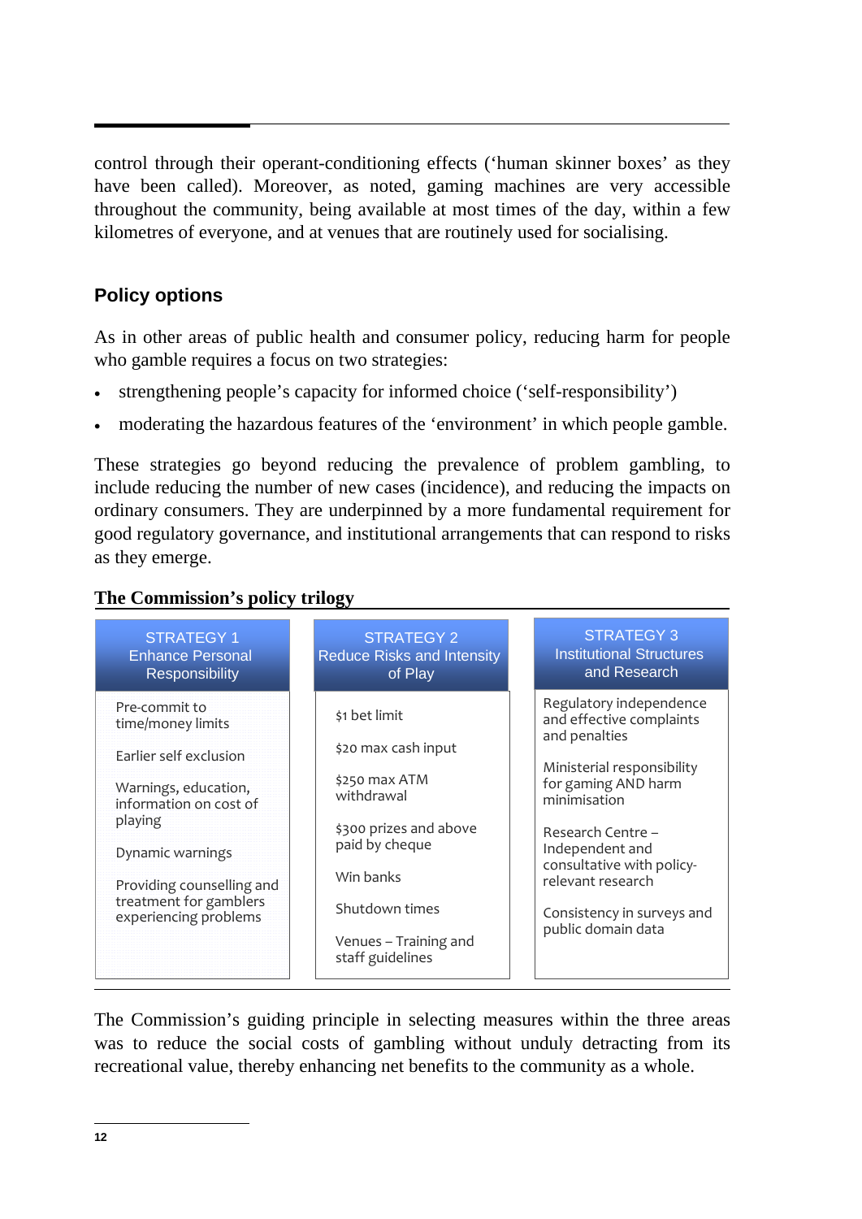control through their operant-conditioning effects ('human skinner boxes' as they have been called). Moreover, as noted, gaming machines are very accessible throughout the community, being available at most times of the day, within a few kilometres of everyone, and at venues that are routinely used for socialising.

### Policy options

As in other areas of public health and consumer policy, reducing harm for people who gamble requires a focus on two strategies:

- strengthening people's capacity for informed choice ('self-responsibility')
- moderating the hazardous features of the 'environment' in which people gamble.

These strategies go beyond reducing the prevalence of problem gambling, to include reducing the number of new cases (incidence), and reducing the impacts on ordinary consumers. They are underpinned by a more fundamental requirement for good regulatory governance, and institutional arrangements that can respond to risks as they emerge.

**The Commission's policy trilogy**

| STRATEGY 1 Enhance Personal Responsibility | STRATEGY 2 Reduce Risks and Intensity of Play | STRATEGY 3 Institutional Structures and Research |
|---|---|---|
| Pre-commit to time/money limits | $1 bet limit | Regulatory independence and effective complaints and penalties |
| Earlier self exclusion | $20 max cash input | Ministerial responsibility for gaming AND harm minimisation |
| Warnings, education, information on cost of playing | $250 max ATM withdrawal | Research Centre – Independent and consultative with policy-relevant research |
| Dynamic warnings | $300 prizes and above paid by cheque | Consistency in surveys and public domain data |
| Providing counselling and treatment for gamblers experiencing problems | Win banks | |
| | Shutdown times | |
| | Venues – Training and staff guidelines | |

The Commission's guiding principle in selecting measures within the three areas was to reduce the social costs of gambling without unduly detracting from its recreational value, thereby enhancing net benefits to the community as a whole.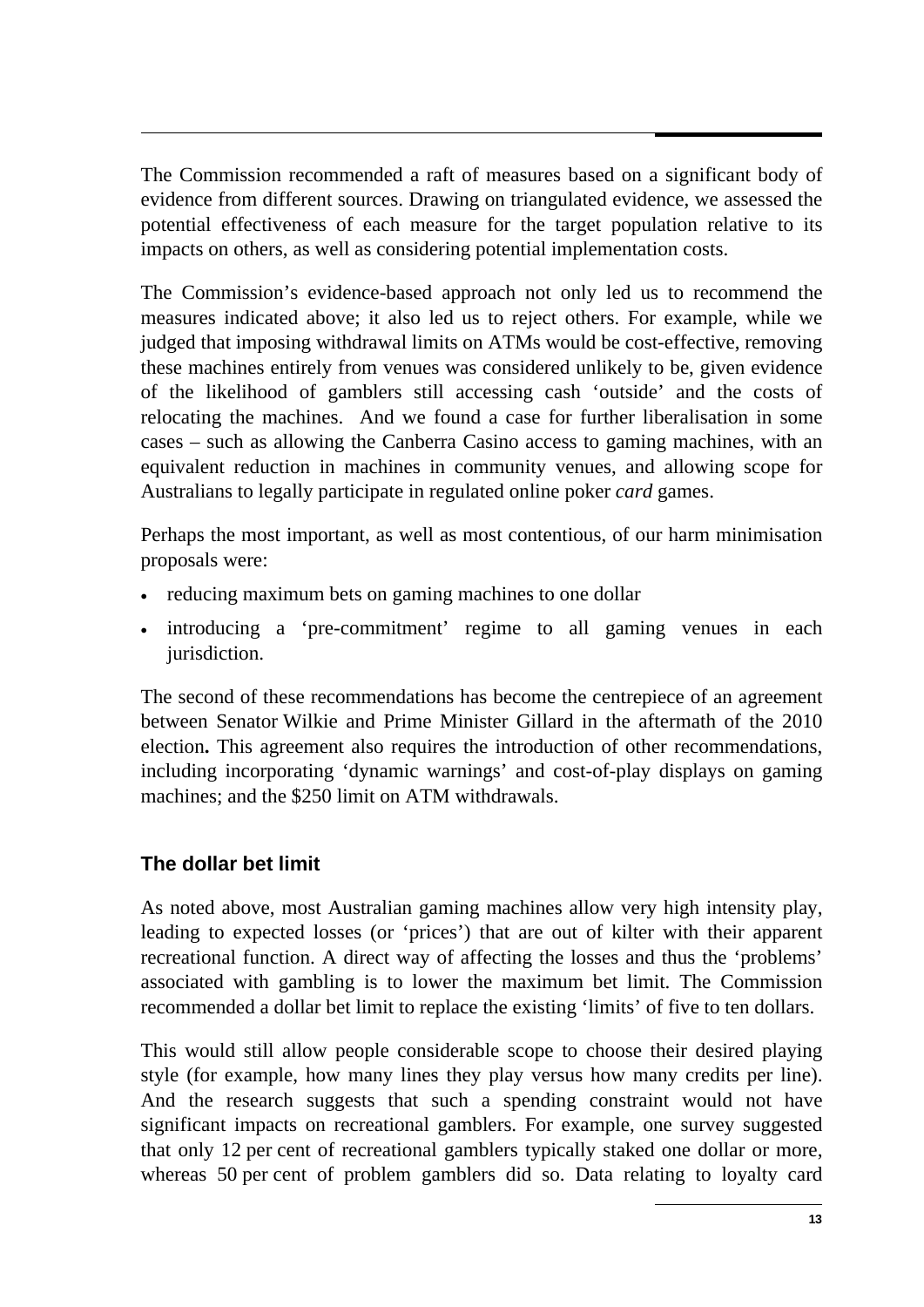The Commission recommended a raft of measures based on a significant body of evidence from different sources. Drawing on triangulated evidence, we assessed the potential effectiveness of each measure for the target population relative to its impacts on others, as well as considering potential implementation costs.

The Commission's evidence-based approach not only led us to recommend the measures indicated above; it also led us to reject others. For example, while we judged that imposing withdrawal limits on ATMs would be cost-effective, removing these machines entirely from venues was considered unlikely to be, given evidence of the likelihood of gamblers still accessing cash 'outside' and the costs of relocating the machines. And we found a case for further liberalisation in some cases – such as allowing the Canberra Casino access to gaming machines, with an equivalent reduction in machines in community venues, and allowing scope for Australians to legally participate in regulated online poker *card* games.

Perhaps the most important, as well as most contentious, of our harm minimisation proposals were:

- reducing maximum bets on gaming machines to one dollar
- introducing a 'pre-commitment' regime to all gaming venues in each jurisdiction.

The second of these recommendations has become the centrepiece of an agreement between Senator Wilkie and Prime Minister Gillard in the aftermath of the 2010 election**.** This agreement also requires the introduction of other recommendations, including incorporating 'dynamic warnings' and cost-of-play displays on gaming machines; and the $250 limit on ATM withdrawals.

### The dollar bet limit

As noted above, most Australian gaming machines allow very high intensity play, leading to expected losses (or 'prices') that are out of kilter with their apparent recreational function. A direct way of affecting the losses and thus the 'problems' associated with gambling is to lower the maximum bet limit. The Commission recommended a dollar bet limit to replace the existing 'limits' of five to ten dollars.

This would still allow people considerable scope to choose their desired playing style (for example, how many lines they play versus how many credits per line). And the research suggests that such a spending constraint would not have significant impacts on recreational gamblers. For example, one survey suggested that only 12 per cent of recreational gamblers typically staked one dollar or more, whereas 50 per cent of problem gamblers did so. Data relating to loyalty card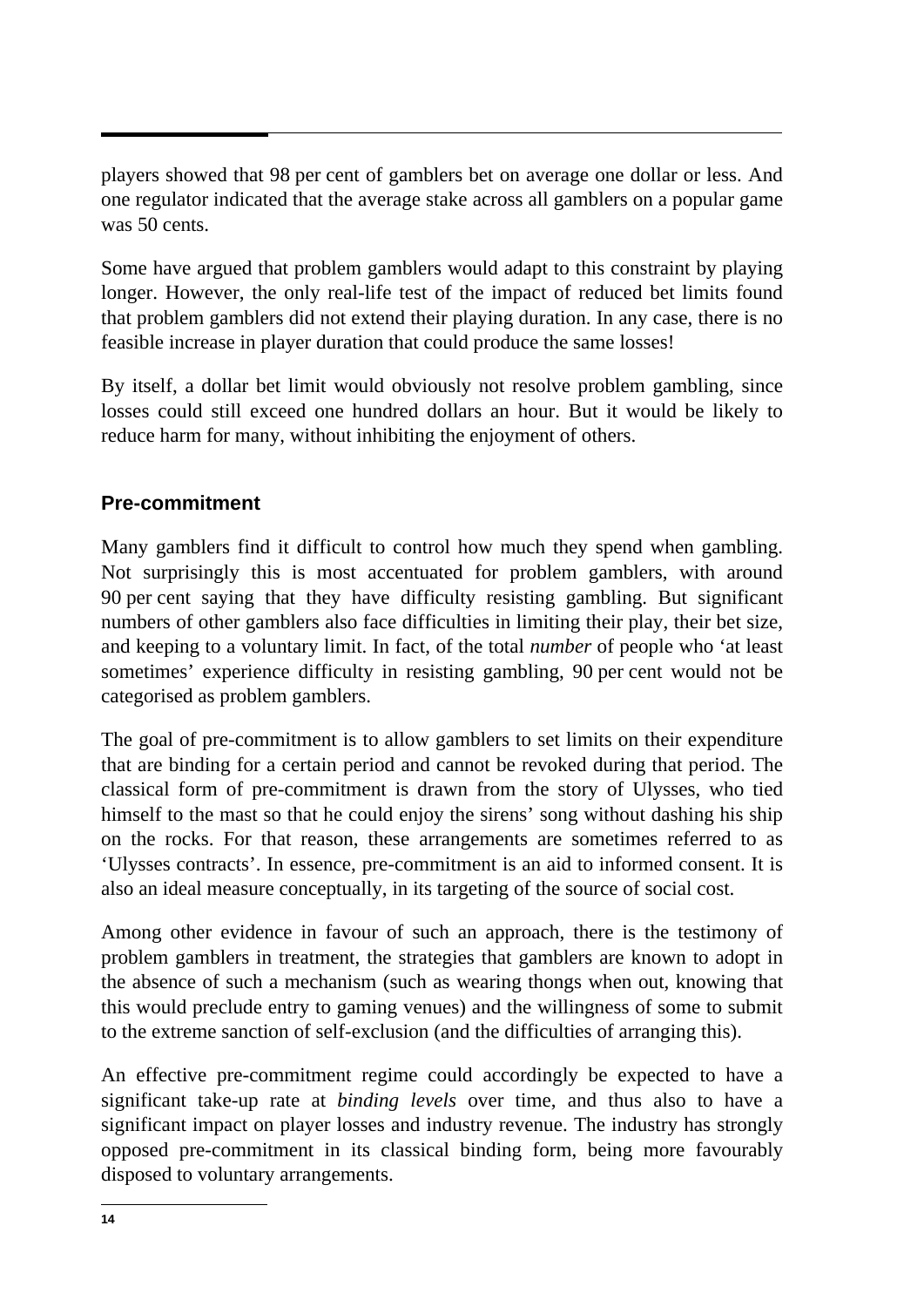players showed that 98 per cent of gamblers bet on average one dollar or less. And one regulator indicated that the average stake across all gamblers on a popular game was 50 cents.

Some have argued that problem gamblers would adapt to this constraint by playing longer. However, the only real-life test of the impact of reduced bet limits found that problem gamblers did not extend their playing duration. In any case, there is no feasible increase in player duration that could produce the same losses!

By itself, a dollar bet limit would obviously not resolve problem gambling, since losses could still exceed one hundred dollars an hour. But it would be likely to reduce harm for many, without inhibiting the enjoyment of others.

### Pre-commitment

Many gamblers find it difficult to control how much they spend when gambling. Not surprisingly this is most accentuated for problem gamblers, with around 90 per cent saying that they have difficulty resisting gambling. But significant numbers of other gamblers also face difficulties in limiting their play, their bet size, and keeping to a voluntary limit. In fact, of the total *number* of people who 'at least sometimes' experience difficulty in resisting gambling, 90 per cent would not be categorised as problem gamblers.

The goal of pre-commitment is to allow gamblers to set limits on their expenditure that are binding for a certain period and cannot be revoked during that period. The classical form of pre-commitment is drawn from the story of Ulysses, who tied himself to the mast so that he could enjoy the sirens' song without dashing his ship on the rocks. For that reason, these arrangements are sometimes referred to as 'Ulysses contracts'. In essence, pre-commitment is an aid to informed consent. It is also an ideal measure conceptually, in its targeting of the source of social cost.

Among other evidence in favour of such an approach, there is the testimony of problem gamblers in treatment, the strategies that gamblers are known to adopt in the absence of such a mechanism (such as wearing thongs when out, knowing that this would preclude entry to gaming venues) and the willingness of some to submit to the extreme sanction of self-exclusion (and the difficulties of arranging this).

An effective pre-commitment regime could accordingly be expected to have a significant take-up rate at *binding levels* over time, and thus also to have a significant impact on player losses and industry revenue. The industry has strongly opposed pre-commitment in its classical binding form, being more favourably disposed to voluntary arrangements.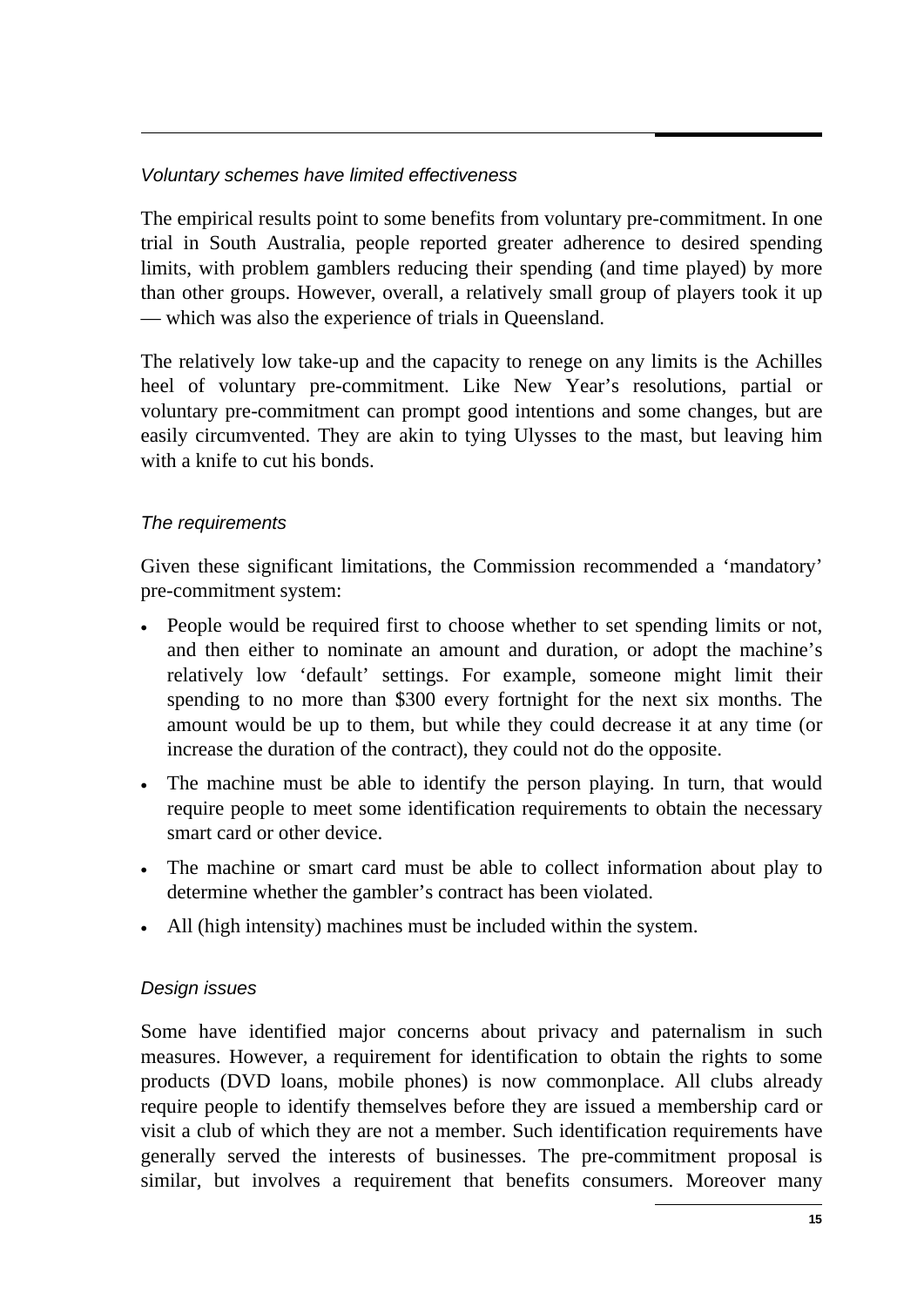*Voluntary schemes have limited effectiveness*

The empirical results point to some benefits from voluntary pre-commitment. In one trial in South Australia, people reported greater adherence to desired spending limits, with problem gamblers reducing their spending (and time played) by more than other groups. However, overall, a relatively small group of players took it up — which was also the experience of trials in Queensland.

The relatively low take-up and the capacity to renege on any limits is the Achilles heel of voluntary pre-commitment. Like New Year's resolutions, partial or voluntary pre-commitment can prompt good intentions and some changes, but are easily circumvented. They are akin to tying Ulysses to the mast, but leaving him with a knife to cut his bonds.

*The requirements*

Given these significant limitations, the Commission recommended a 'mandatory' pre-commitment system:

- People would be required first to choose whether to set spending limits or not, and then either to nominate an amount and duration, or adopt the machine's relatively low 'default' settings. For example, someone might limit their spending to no more than $300 every fortnight for the next six months. The amount would be up to them, but while they could decrease it at any time (or increase the duration of the contract), they could not do the opposite.
- The machine must be able to identify the person playing. In turn, that would require people to meet some identification requirements to obtain the necessary smart card or other device.
- The machine or smart card must be able to collect information about play to determine whether the gambler's contract has been violated.
- All (high intensity) machines must be included within the system.

*Design issues*

Some have identified major concerns about privacy and paternalism in such measures. However, a requirement for identification to obtain the rights to some products (DVD loans, mobile phones) is now commonplace. All clubs already require people to identify themselves before they are issued a membership card or visit a club of which they are not a member. Such identification requirements have generally served the interests of businesses. The pre-commitment proposal is similar, but involves a requirement that benefits consumers. Moreover many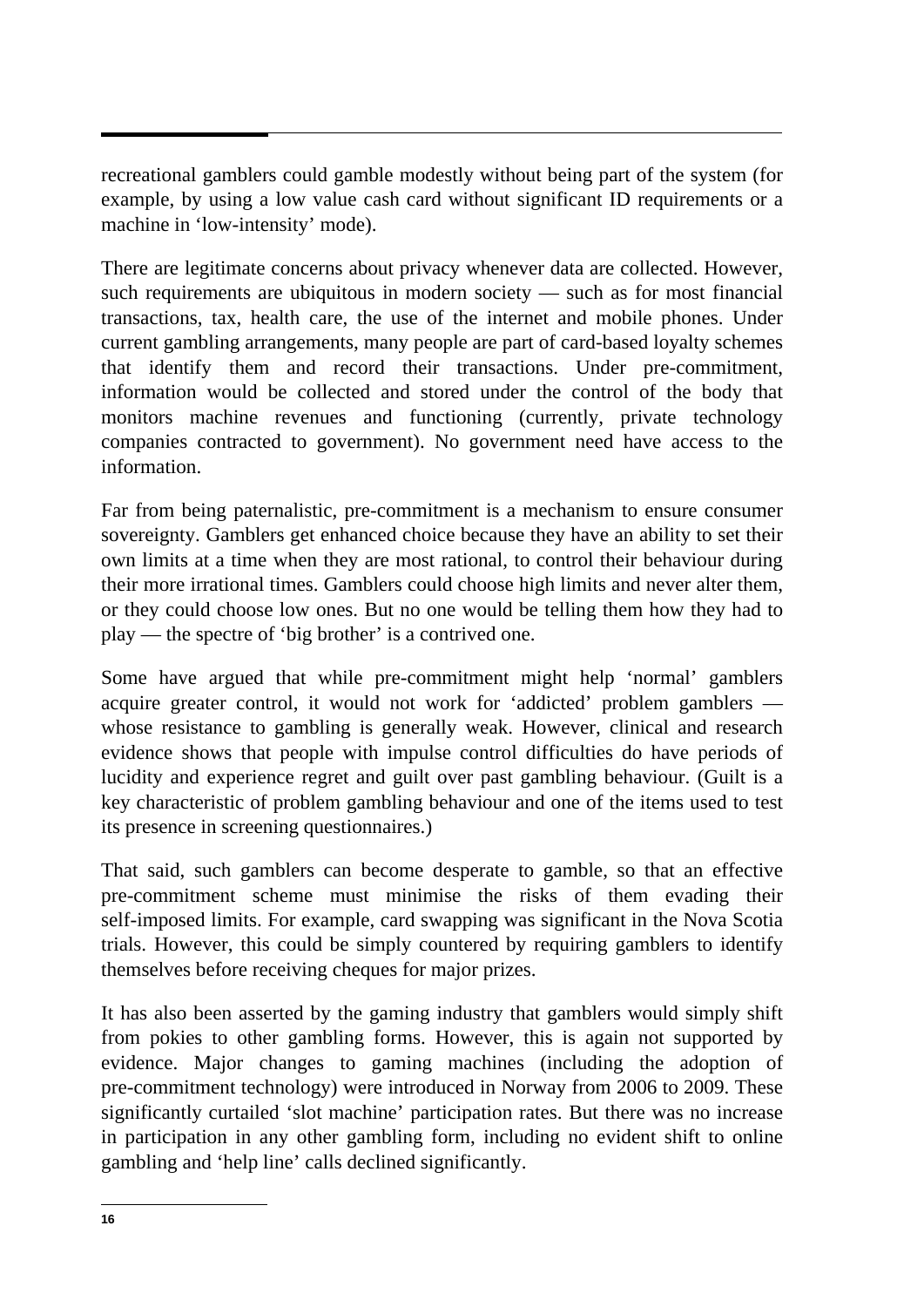recreational gamblers could gamble modestly without being part of the system (for example, by using a low value cash card without significant ID requirements or a machine in 'low-intensity' mode).

There are legitimate concerns about privacy whenever data are collected. However, such requirements are ubiquitous in modern society — such as for most financial transactions, tax, health care, the use of the internet and mobile phones. Under current gambling arrangements, many people are part of card-based loyalty schemes that identify them and record their transactions. Under pre-commitment, information would be collected and stored under the control of the body that monitors machine revenues and functioning (currently, private technology companies contracted to government). No government need have access to the information.

Far from being paternalistic, pre-commitment is a mechanism to ensure consumer sovereignty. Gamblers get enhanced choice because they have an ability to set their own limits at a time when they are most rational, to control their behaviour during their more irrational times. Gamblers could choose high limits and never alter them, or they could choose low ones. But no one would be telling them how they had to play — the spectre of 'big brother' is a contrived one.

Some have argued that while pre-commitment might help 'normal' gamblers acquire greater control, it would not work for 'addicted' problem gamblers — whose resistance to gambling is generally weak. However, clinical and research evidence shows that people with impulse control difficulties do have periods of lucidity and experience regret and guilt over past gambling behaviour. (Guilt is a key characteristic of problem gambling behaviour and one of the items used to test its presence in screening questionnaires.)

That said, such gamblers can become desperate to gamble, so that an effective pre-commitment scheme must minimise the risks of them evading their self-imposed limits. For example, card swapping was significant in the Nova Scotia trials. However, this could be simply countered by requiring gamblers to identify themselves before receiving cheques for major prizes.

It has also been asserted by the gaming industry that gamblers would simply shift from pokies to other gambling forms. However, this is again not supported by evidence. Major changes to gaming machines (including the adoption of pre-commitment technology) were introduced in Norway from 2006 to 2009. These significantly curtailed 'slot machine' participation rates. But there was no increase in participation in any other gambling form, including no evident shift to online gambling and 'help line' calls declined significantly.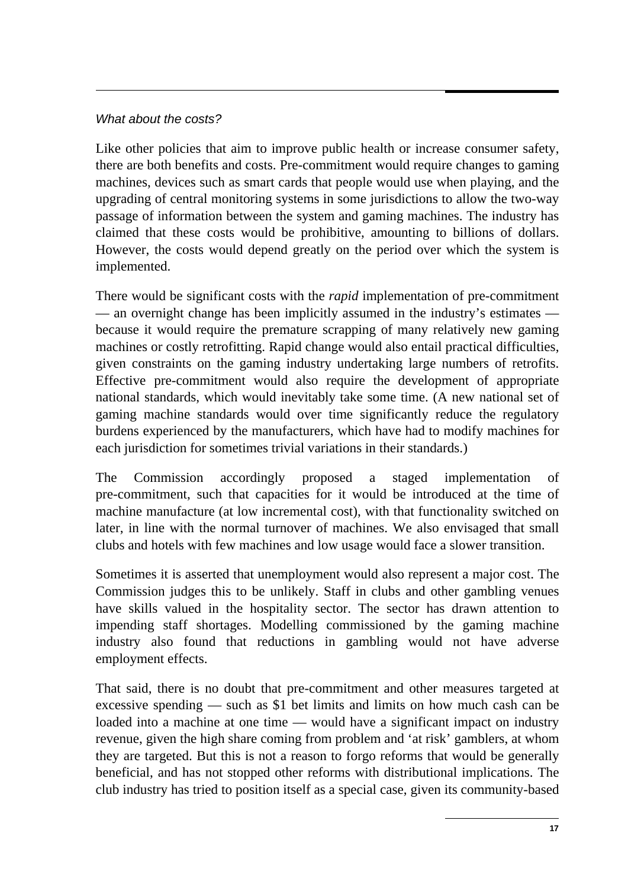*What about the costs?*

Like other policies that aim to improve public health or increase consumer safety, there are both benefits and costs. Pre-commitment would require changes to gaming machines, devices such as smart cards that people would use when playing, and the upgrading of central monitoring systems in some jurisdictions to allow the two-way passage of information between the system and gaming machines. The industry has claimed that these costs would be prohibitive, amounting to billions of dollars. However, the costs would depend greatly on the period over which the system is implemented.

There would be significant costs with the *rapid* implementation of pre-commitment — an overnight change has been implicitly assumed in the industry's estimates — because it would require the premature scrapping of many relatively new gaming machines or costly retrofitting. Rapid change would also entail practical difficulties, given constraints on the gaming industry undertaking large numbers of retrofits. Effective pre-commitment would also require the development of appropriate national standards, which would inevitably take some time. (A new national set of gaming machine standards would over time significantly reduce the regulatory burdens experienced by the manufacturers, which have had to modify machines for each jurisdiction for sometimes trivial variations in their standards.)

The Commission accordingly proposed a staged implementation of pre-commitment, such that capacities for it would be introduced at the time of machine manufacture (at low incremental cost), with that functionality switched on later, in line with the normal turnover of machines. We also envisaged that small clubs and hotels with few machines and low usage would face a slower transition.

Sometimes it is asserted that unemployment would also represent a major cost. The Commission judges this to be unlikely. Staff in clubs and other gambling venues have skills valued in the hospitality sector. The sector has drawn attention to impending staff shortages. Modelling commissioned by the gaming machine industry also found that reductions in gambling would not have adverse employment effects.

That said, there is no doubt that pre-commitment and other measures targeted at excessive spending — such as $1 bet limits and limits on how much cash can be loaded into a machine at one time — would have a significant impact on industry revenue, given the high share coming from problem and 'at risk' gamblers, at whom they are targeted. But this is not a reason to forgo reforms that would be generally beneficial, and has not stopped other reforms with distributional implications. The club industry has tried to position itself as a special case, given its community-based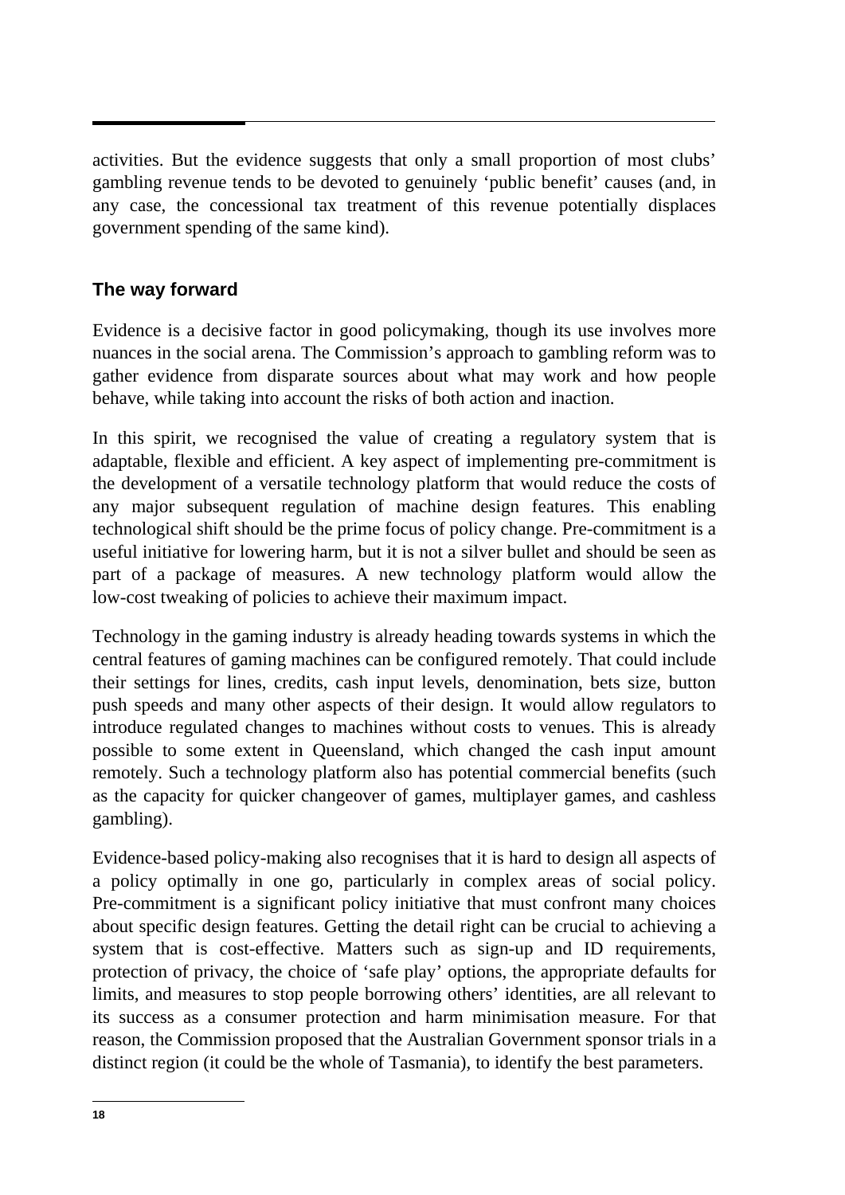activities. But the evidence suggests that only a small proportion of most clubs' gambling revenue tends to be devoted to genuinely 'public benefit' causes (and, in any case, the concessional tax treatment of this revenue potentially displaces government spending of the same kind).

## The way forward

Evidence is a decisive factor in good policymaking, though its use involves more nuances in the social arena. The Commission's approach to gambling reform was to gather evidence from disparate sources about what may work and how people behave, while taking into account the risks of both action and inaction.

In this spirit, we recognised the value of creating a regulatory system that is adaptable, flexible and efficient. A key aspect of implementing pre-commitment is the development of a versatile technology platform that would reduce the costs of any major subsequent regulation of machine design features. This enabling technological shift should be the prime focus of policy change. Pre-commitment is a useful initiative for lowering harm, but it is not a silver bullet and should be seen as part of a package of measures. A new technology platform would allow the low-cost tweaking of policies to achieve their maximum impact.

Technology in the gaming industry is already heading towards systems in which the central features of gaming machines can be configured remotely. That could include their settings for lines, credits, cash input levels, denomination, bets size, button push speeds and many other aspects of their design. It would allow regulators to introduce regulated changes to machines without costs to venues. This is already possible to some extent in Queensland, which changed the cash input amount remotely. Such a technology platform also has potential commercial benefits (such as the capacity for quicker changeover of games, multiplayer games, and cashless gambling).

Evidence-based policy-making also recognises that it is hard to design all aspects of a policy optimally in one go, particularly in complex areas of social policy. Pre-commitment is a significant policy initiative that must confront many choices about specific design features. Getting the detail right can be crucial to achieving a system that is cost-effective. Matters such as sign-up and ID requirements, protection of privacy, the choice of 'safe play' options, the appropriate defaults for limits, and measures to stop people borrowing others' identities, are all relevant to its success as a consumer protection and harm minimisation measure. For that reason, the Commission proposed that the Australian Government sponsor trials in a distinct region (it could be the whole of Tasmania), to identify the best parameters.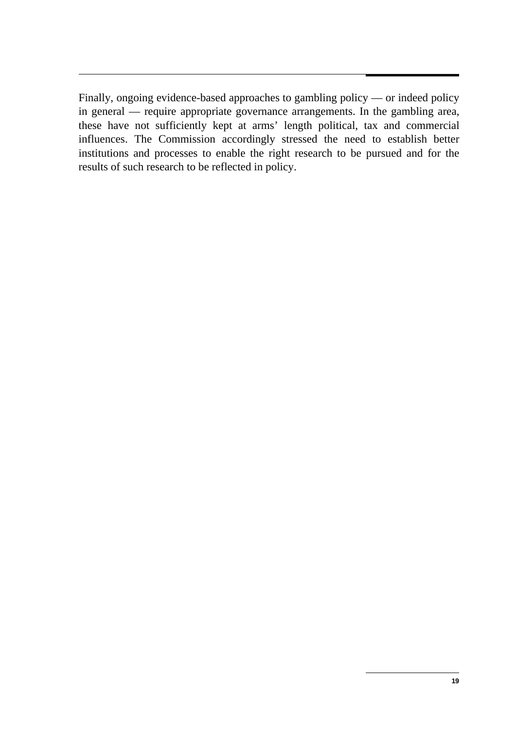Finally, ongoing evidence-based approaches to gambling policy — or indeed policy in general — require appropriate governance arrangements. In the gambling area, these have not sufficiently kept at arms' length political, tax and commercial influences. The Commission accordingly stressed the need to establish better institutions and processes to enable the right research to be pursued and for the results of such research to be reflected in policy.